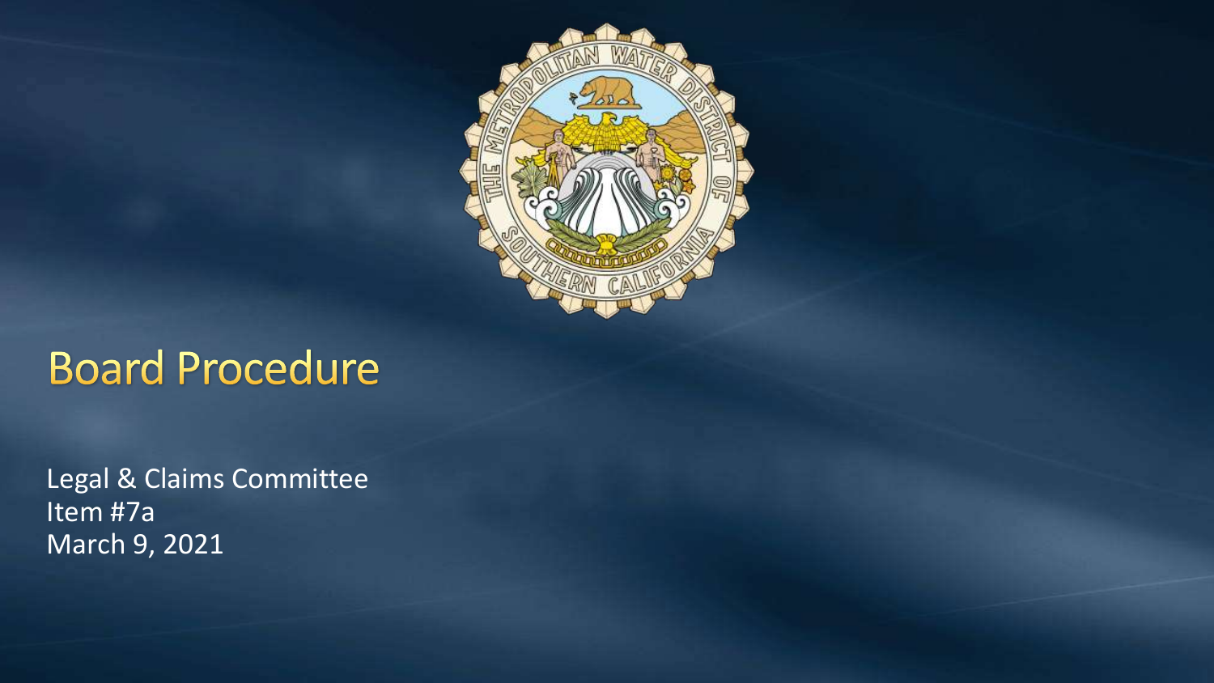# Board Procedure

Legal & Claims Committee
Item #7a
March 9, 2021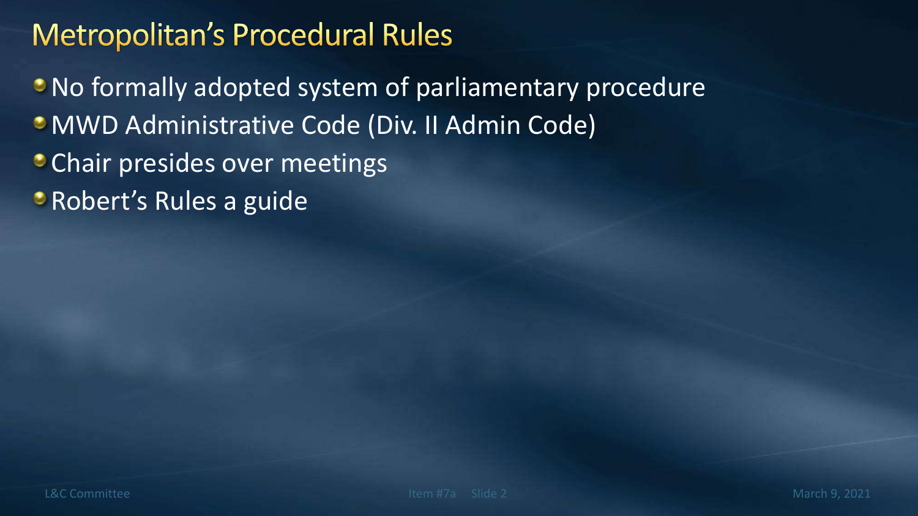# Metropolitan's Procedural Rules

- No formally adopted system of parliamentary procedure
- MWD Administrative Code (Div. II Admin Code)
- Chair presides over meetings
- Robert's Rules a guide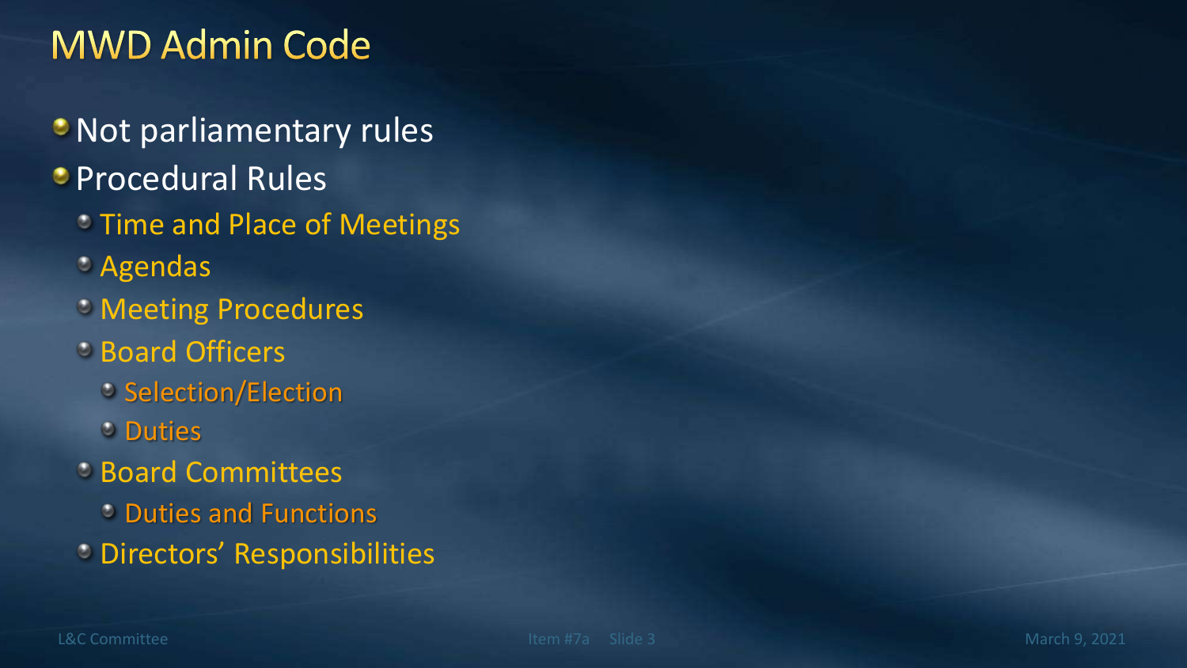# MWD Admin Code

- Not parliamentary rules
- Procedural Rules
  - Time and Place of Meetings
  - Agendas
  - Meeting Procedures
  - Board Officers
    - Selection/Election
    - Duties
  - Board Committees
    - Duties and Functions
  - Directors' Responsibilities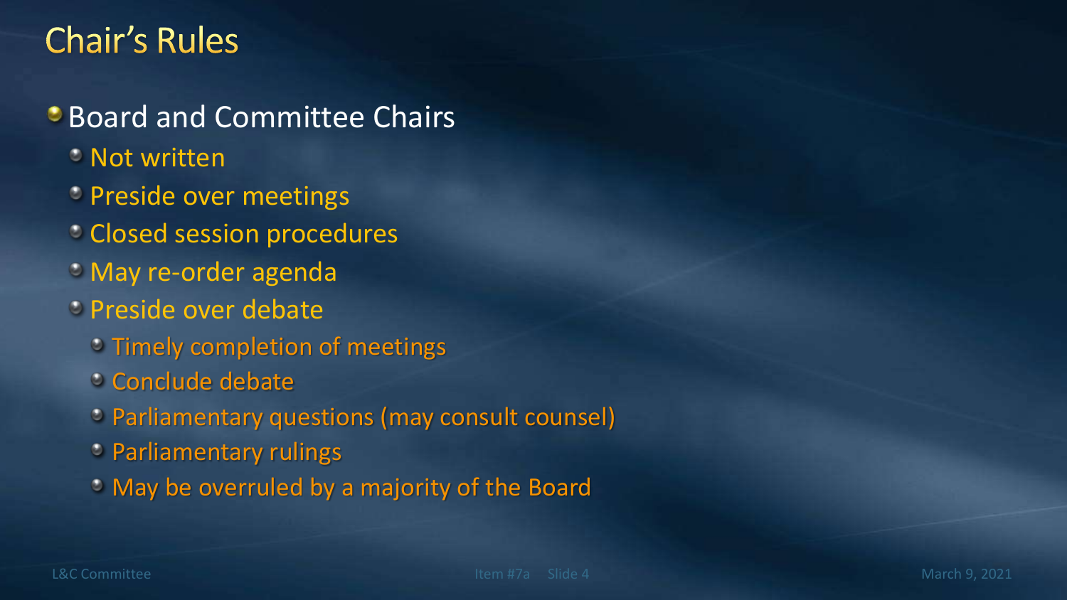# Chair's Rules

- Board and Committee Chairs
  - Not written
  - Preside over meetings
  - Closed session procedures
  - May re-order agenda
  - Preside over debate
    - Timely completion of meetings
    - Conclude debate
    - Parliamentary questions (may consult counsel)
    - Parliamentary rulings
    - May be overruled by a majority of the Board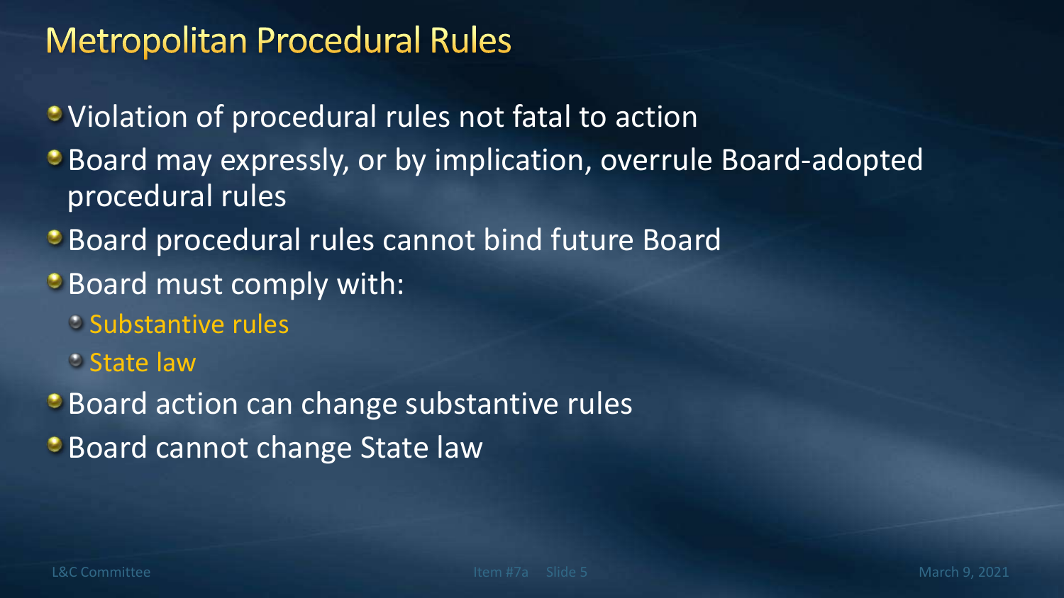# Metropolitan Procedural Rules

- Violation of procedural rules not fatal to action
- Board may expressly, or by implication, overrule Board-adopted procedural rules
- Board procedural rules cannot bind future Board
- Board must comply with:
  - Substantive rules
  - State law
- Board action can change substantive rules
- Board cannot change State law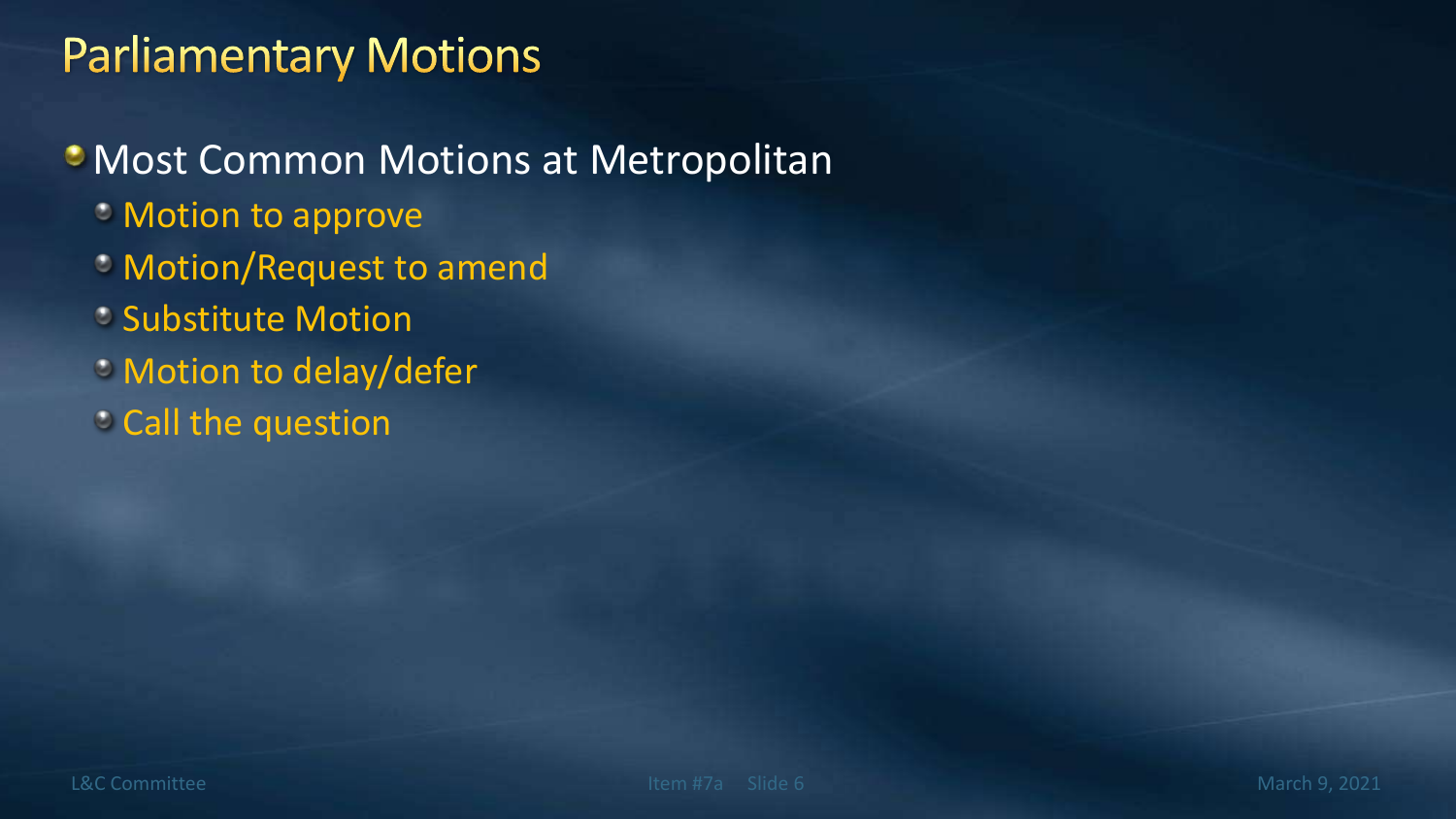# Parliamentary Motions

- Most Common Motions at Metropolitan
  - Motion to approve
  - Motion/Request to amend
  - Substitute Motion
  - Motion to delay/defer
  - Call the question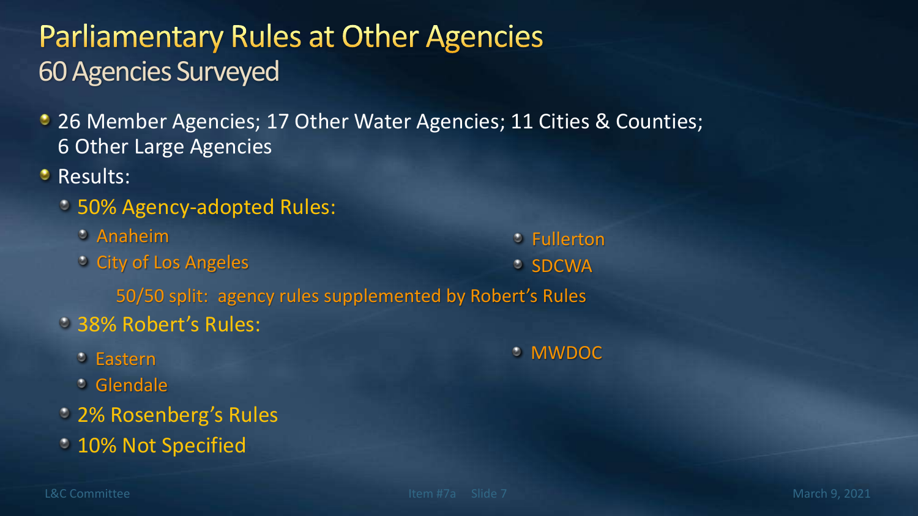# Parliamentary Rules at Other Agencies

## 60 Agencies Surveyed

- 26 Member Agencies; 17 Other Water Agencies; 11 Cities & Counties; 6 Other Large Agencies
- Results:
  - 50% Agency-adopted Rules:
    - Anaheim
    - City of Los Angeles
    - Fullerton
    - SDCWA

    50/50 split: agency rules supplemented by Robert's Rules
  - 38% Robert's Rules:
    - Eastern
    - Glendale
    - MWDOC
  - 2% Rosenberg's Rules
  - 10% Not Specified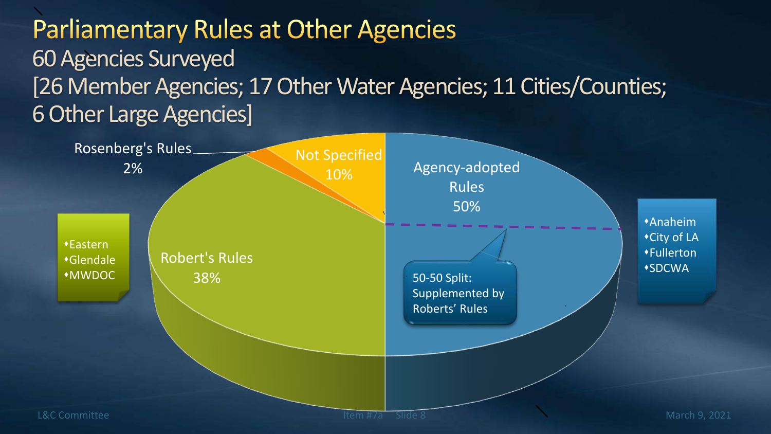# Parliamentary Rules at Other Agencies

## 60 Agencies Surveyed

## [26 Member Agencies; 17 Other Water Agencies; 11 Cities/Counties; 6 Other Large Agencies]

- Agency-adopted Rules 50%
- Robert's Rules 38%
- Not Specified 10%
- Rosenberg's Rules 2%

Robert's Rules:
- Eastern
- Glendale
- MWDOC

Agency-adopted Rules:
- Anaheim
- City of LA
- Fullerton
- SDCWA

50-50 Split: Supplemented by Roberts' Rules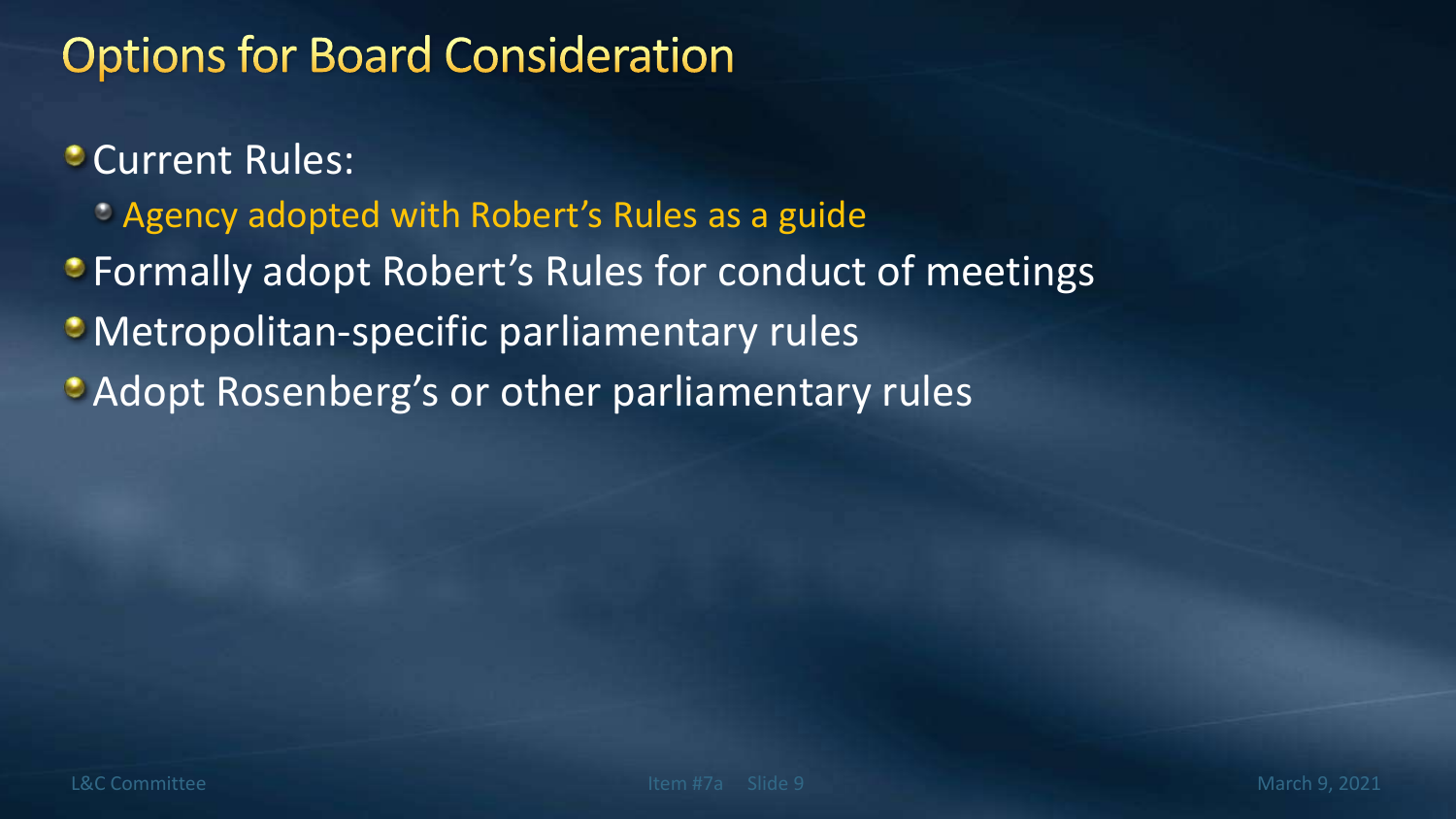# Options for Board Consideration

- Current Rules:
  - Agency adopted with Robert's Rules as a guide
- Formally adopt Robert's Rules for conduct of meetings
- Metropolitan-specific parliamentary rules
- Adopt Rosenberg's or other parliamentary rules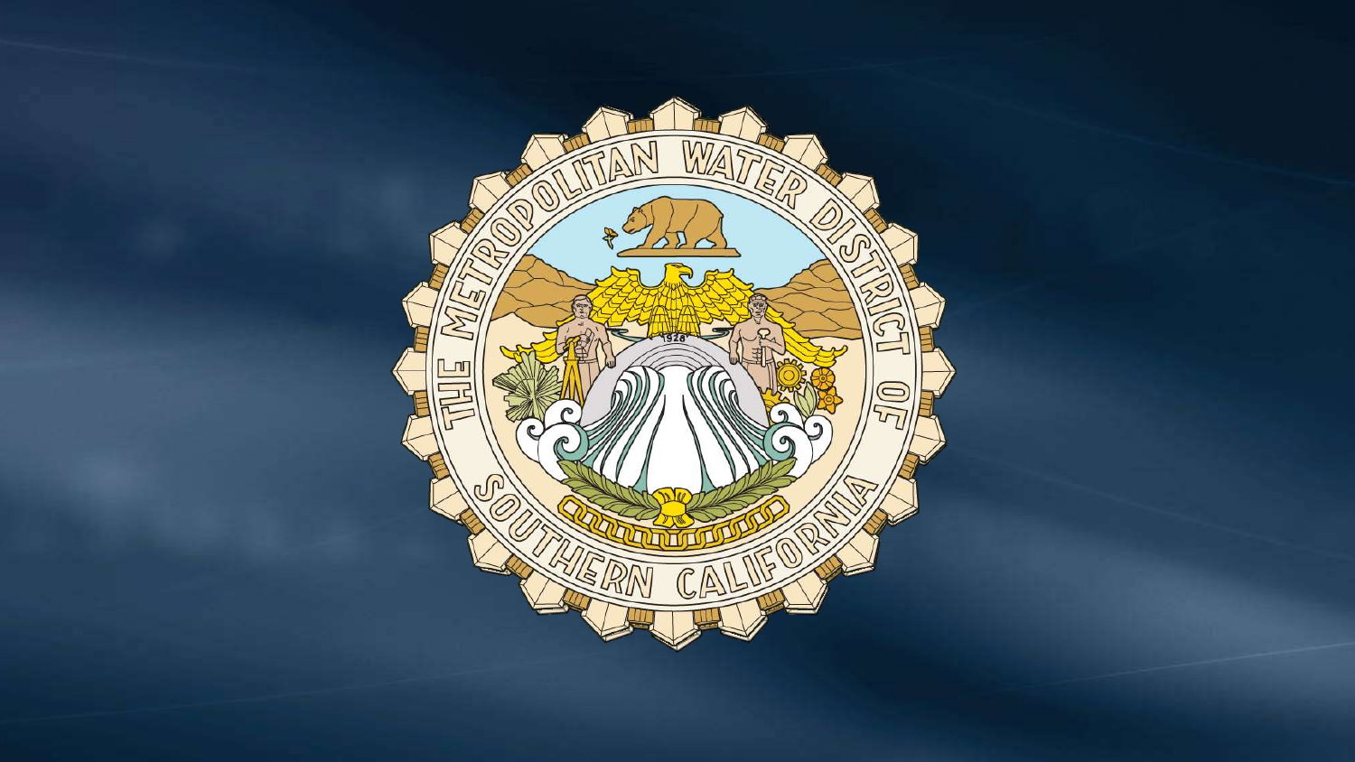THE METROPOLITAN WATER DISTRICT OF SOUTHERN CALIFORNIA

1928